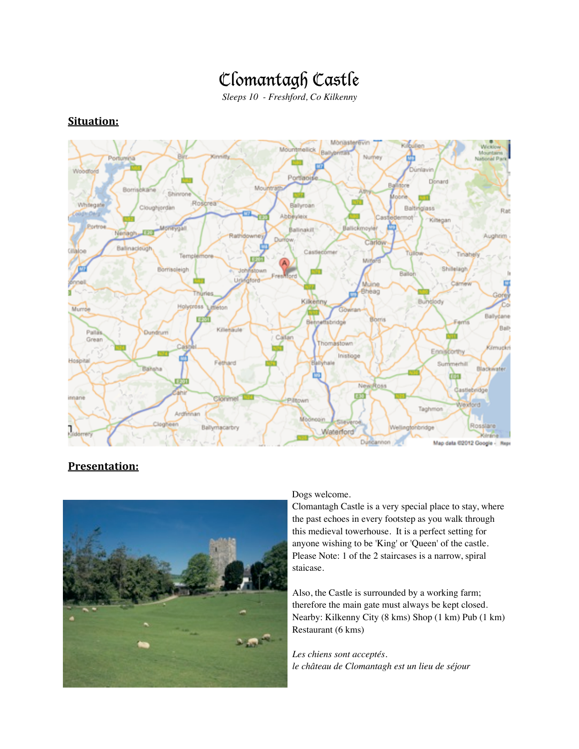# Clomantagh Castle

*Sleeps 10 - Freshford, Co Kilkenny*

## Situation:

## Presentation:

Dogs welcome.

Clomantagh Castle is a very special place to stay, where the past echoes in every footstep as you walk through this medieval towerhouse. It is a perfect setting for anyone wishing to be 'King' or 'Queen' of the castle. Please Note: 1 of the 2 staircases is a narrow, spiral staicase.

Also, the Castle is surrounded by a working farm; therefore the main gate must always be kept closed. Nearby: Kilkenny City (8 kms) Shop (1 km) Pub (1 km) Restaurant (6 kms)

*Les chiens sont acceptés.*
*le château de Clomantagh est un lieu de séjour*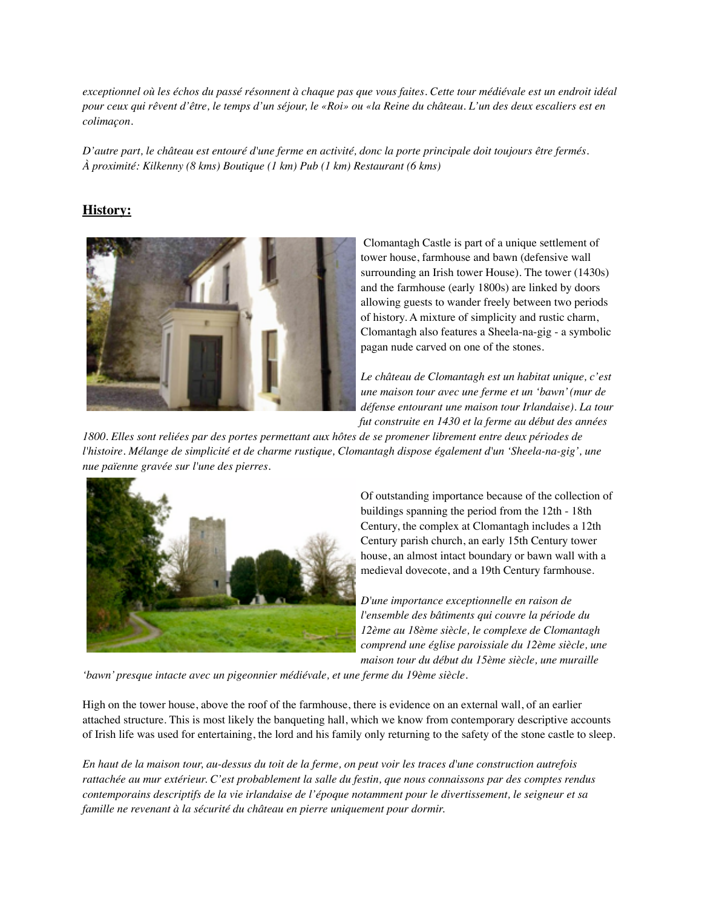*exceptionnel où les échos du passé résonnent à chaque pas que vous faites. Cette tour médiévale est un endroit idéal pour ceux qui rêvent d'être, le temps d'un séjour, le «Roi» ou «la Reine du château. L'un des deux escaliers est en colimaçon.*

*D'autre part, le château est entouré d'une ferme en activité, donc la porte principale doit toujours être fermés. À proximité: Kilkenny (8 kms) Boutique (1 km) Pub (1 km) Restaurant (6 kms)*

## History:

Clomantagh Castle is part of a unique settlement of tower house, farmhouse and bawn (defensive wall surrounding an Irish tower House). The tower (1430s) and the farmhouse (early 1800s) are linked by doors allowing guests to wander freely between two periods of history. A mixture of simplicity and rustic charm, Clomantagh also features a Sheela-na-gig - a symbolic pagan nude carved on one of the stones.

*Le château de Clomantagh est un habitat unique, c'est une maison tour avec une ferme et un 'bawn' (mur de défense entourant une maison tour Irlandaise). La tour fut construite en 1430 et la ferme au début des années 1800. Elles sont reliées par des portes permettant aux hôtes de se promener librement entre deux périodes de l'histoire. Mélange de simplicité et de charme rustique, Clomantagh dispose également d'un 'Sheela-na-gig', une nue païenne gravée sur l'une des pierres.*

Of outstanding importance because of the collection of buildings spanning the period from the 12th - 18th Century, the complex at Clomantagh includes a 12th Century parish church, an early 15th Century tower house, an almost intact boundary or bawn wall with a medieval dovecote, and a 19th Century farmhouse.

*D'une importance exceptionnelle en raison de l'ensemble des bâtiments qui couvre la période du 12ème au 18ème siècle, le complexe de Clomantagh comprend une église paroissiale du 12ème siècle, une maison tour du début du 15ème siècle, une muraille 'bawn' presque intacte avec un pigeonnier médiévale, et une ferme du 19ème siècle.*

High on the tower house, above the roof of the farmhouse, there is evidence on an external wall, of an earlier attached structure. This is most likely the banqueting hall, which we know from contemporary descriptive accounts of Irish life was used for entertaining, the lord and his family only returning to the safety of the stone castle to sleep.

*En haut de la maison tour, au-dessus du toit de la ferme, on peut voir les traces d'une construction autrefois rattachée au mur extérieur. C'est probablement la salle du festin, que nous connaissons par des comptes rendus contemporains descriptifs de la vie irlandaise de l'époque notamment pour le divertissement, le seigneur et sa famille ne revenant à la sécurité du château en pierre uniquement pour dormir.*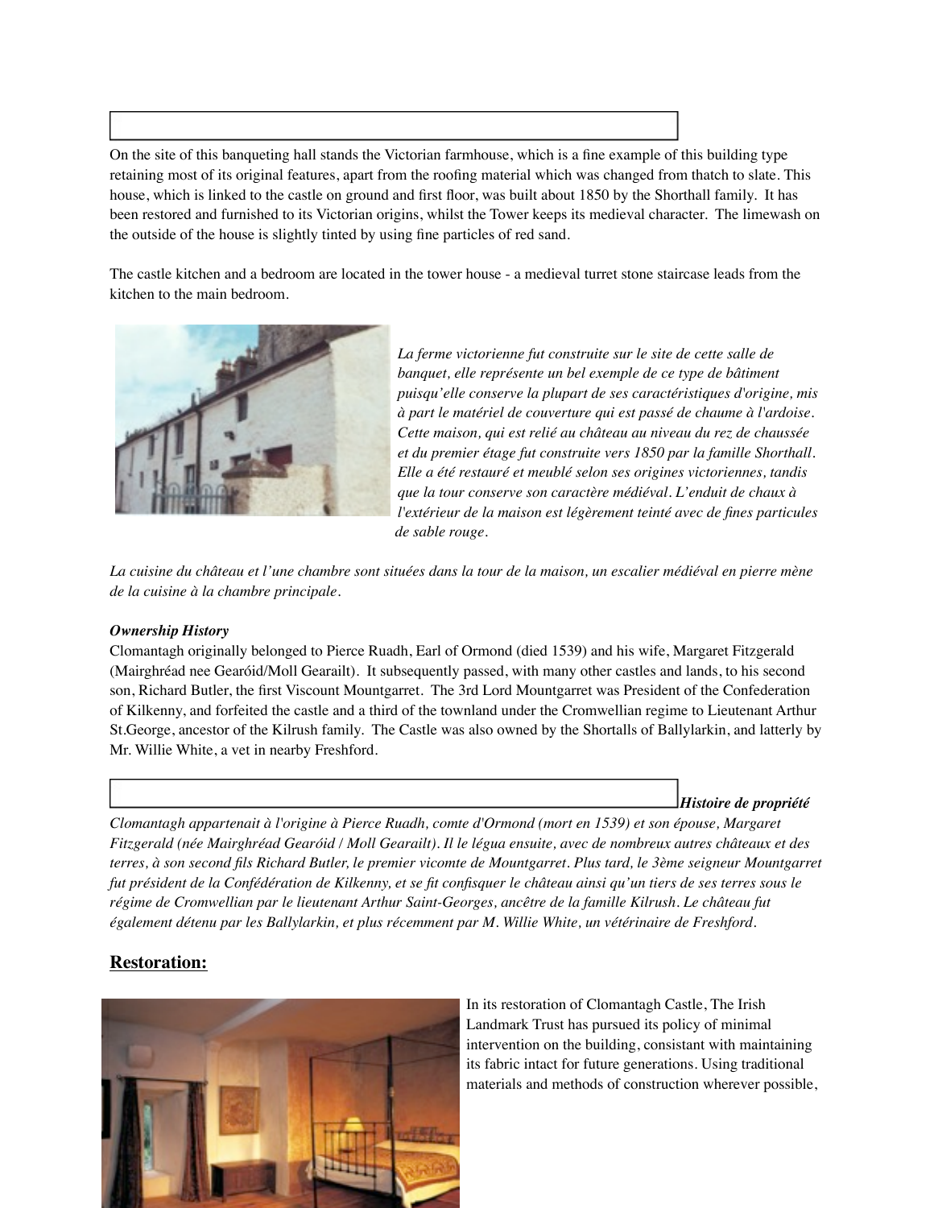On the site of this banqueting hall stands the Victorian farmhouse, which is a fine example of this building type retaining most of its original features, apart from the roofing material which was changed from thatch to slate. This house, which is linked to the castle on ground and first floor, was built about 1850 by the Shorthall family. It has been restored and furnished to its Victorian origins, whilst the Tower keeps its medieval character. The limewash on the outside of the house is slightly tinted by using fine particles of red sand.

The castle kitchen and a bedroom are located in the tower house - a medieval turret stone staircase leads from the kitchen to the main bedroom.

*La ferme victorienne fut construite sur le site de cette salle de banquet, elle représente un bel exemple de ce type de bâtiment puisqu'elle conserve la plupart de ses caractéristiques d'origine, mis à part le matériel de couverture qui est passé de chaume à l'ardoise. Cette maison, qui est relié au château au niveau du rez de chaussée et du premier étage fut construite vers 1850 par la famille Shorthall. Elle a été restauré et meublé selon ses origines victoriennes, tandis que la tour conserve son caractère médiéval. L'enduit de chaux à l'extérieur de la maison est légèrement teinté avec de fines particules de sable rouge.*

*La cuisine du château et l'une chambre sont situées dans la tour de la maison, un escalier médiéval en pierre mène de la cuisine à la chambre principale.*

***Ownership History***

Clomantagh originally belonged to Pierce Ruadh, Earl of Ormond (died 1539) and his wife, Margaret Fitzgerald (Mairghréad nee Gearóid/Moll Gearailt). It subsequently passed, with many other castles and lands, to his second son, Richard Butler, the first Viscount Mountgarret. The 3rd Lord Mountgarret was President of the Confederation of Kilkenny, and forfeited the castle and a third of the townland under the Cromwellian regime to Lieutenant Arthur St.George, ancestor of the Kilrush family. The Castle was also owned by the Shortalls of Ballylarkin, and latterly by Mr. Willie White, a vet in nearby Freshford.

***Histoire de propriété***

*Clomantagh appartenait à l'origine à Pierce Ruadh, comte d'Ormond (mort en 1539) et son épouse, Margaret Fitzgerald (née Mairghréad Gearóid / Moll Gearailt). Il le légua ensuite, avec de nombreux autres châteaux et des terres, à son second fils Richard Butler, le premier vicomte de Mountgarret. Plus tard, le 3ème seigneur Mountgarret fut président de la Confédération de Kilkenny, et se fit confisquer le château ainsi qu'un tiers de ses terres sous le régime de Cromwellian par le lieutenant Arthur Saint-Georges, ancêtre de la famille Kilrush. Le château fut également détenu par les Ballylarkin, et plus récemment par M. Willie White, un vétérinaire de Freshford.*

## **Restoration:**

In its restoration of Clomantagh Castle, The Irish Landmark Trust has pursued its policy of minimal intervention on the building, consistant with maintaining its fabric intact for future generations. Using traditional materials and methods of construction wherever possible,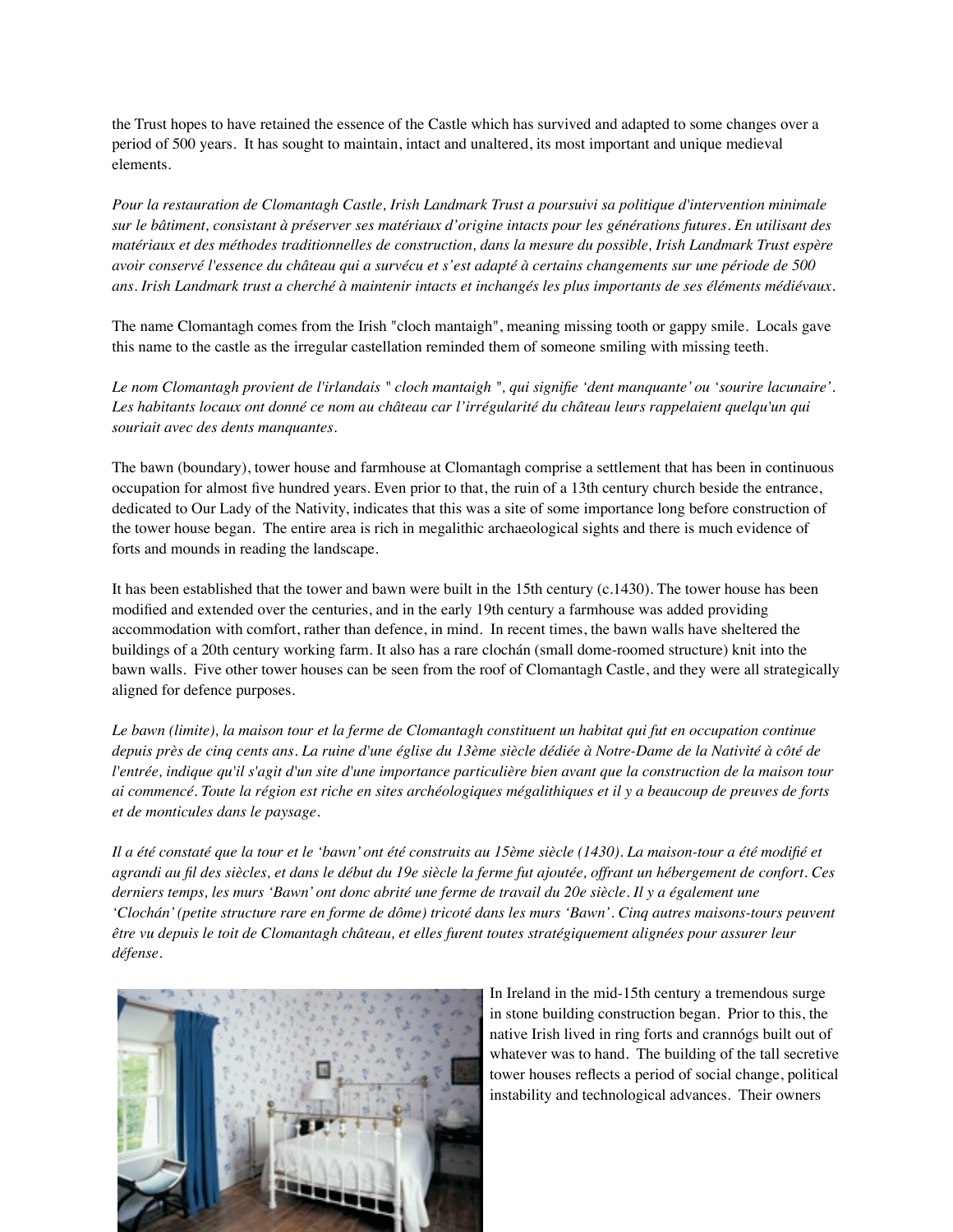the Trust hopes to have retained the essence of the Castle which has survived and adapted to some changes over a period of 500 years. It has sought to maintain, intact and unaltered, its most important and unique medieval elements.

*Pour la restauration de Clomantagh Castle, Irish Landmark Trust a poursuivi sa politique d'intervention minimale sur le bâtiment, consistant à préserver ses matériaux d'origine intacts pour les générations futures. En utilisant des matériaux et des méthodes traditionnelles de construction, dans la mesure du possible, Irish Landmark Trust espère avoir conservé l'essence du château qui a survécu et s'est adapté à certains changements sur une période de 500 ans. Irish Landmark trust a cherché à maintenir intacts et inchangés les plus importants de ses éléments médiévaux.*

The name Clomantagh comes from the Irish "cloch mantaigh", meaning missing tooth or gappy smile. Locals gave this name to the castle as the irregular castellation reminded them of someone smiling with missing teeth.

*Le nom Clomantagh provient de l'irlandais " cloch mantaigh ", qui signifie 'dent manquante' ou 'sourire lacunaire'. Les habitants locaux ont donné ce nom au château car l'irrégularité du château leurs rappelaient quelqu'un qui souriait avec des dents manquantes.*

The bawn (boundary), tower house and farmhouse at Clomantagh comprise a settlement that has been in continuous occupation for almost five hundred years. Even prior to that, the ruin of a 13th century church beside the entrance, dedicated to Our Lady of the Nativity, indicates that this was a site of some importance long before construction of the tower house began. The entire area is rich in megalithic archaeological sights and there is much evidence of forts and mounds in reading the landscape.

It has been established that the tower and bawn were built in the 15th century (c.1430). The tower house has been modified and extended over the centuries, and in the early 19th century a farmhouse was added providing accommodation with comfort, rather than defence, in mind. In recent times, the bawn walls have sheltered the buildings of a 20th century working farm. It also has a rare clochán (small dome-roomed structure) knit into the bawn walls. Five other tower houses can be seen from the roof of Clomantagh Castle, and they were all strategically aligned for defence purposes.

*Le bawn (limite), la maison tour et la ferme de Clomantagh constituent un habitat qui fut en occupation continue depuis près de cinq cents ans. La ruine d'une église du 13ème siècle dédiée à Notre-Dame de la Nativité à côté de l'entrée, indique qu'il s'agit d'un site d'une importance particulière bien avant que la construction de la maison tour ai commencé. Toute la région est riche en sites archéologiques mégalithiques et il y a beaucoup de preuves de forts et de monticules dans le paysage.*

*Il a été constaté que la tour et le 'bawn' ont été construits au 15ème siècle (1430). La maison-tour a été modifié et agrandi au fil des siècles, et dans le début du 19e siècle la ferme fut ajoutée, offrant un hébergement de confort. Ces derniers temps, les murs 'Bawn' ont donc abrité une ferme de travail du 20e siècle. Il y a également une 'Clochán' (petite structure rare en forme de dôme) tricoté dans les murs 'Bawn'. Cinq autres maisons-tours peuvent être vu depuis le toit de Clomantagh château, et elles furent toutes stratégiquement alignées pour assurer leur défense.*

In Ireland in the mid-15th century a tremendous surge in stone building construction began. Prior to this, the native Irish lived in ring forts and crannógs built out of whatever was to hand. The building of the tall secretive tower houses reflects a period of social change, political instability and technological advances. Their owners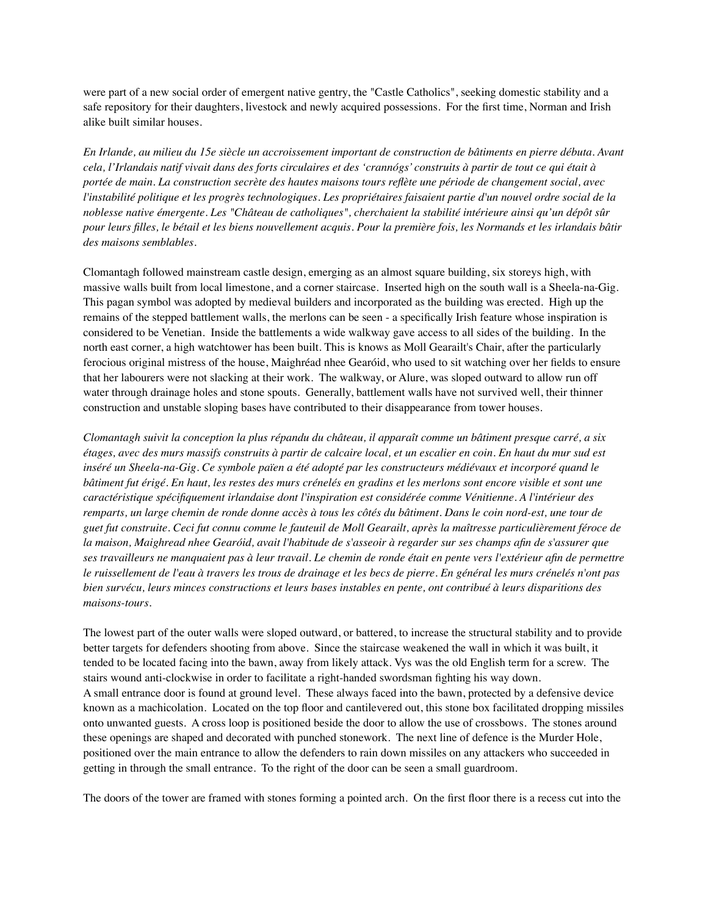were part of a new social order of emergent native gentry, the "Castle Catholics", seeking domestic stability and a safe repository for their daughters, livestock and newly acquired possessions. For the first time, Norman and Irish alike built similar houses.

*En Irlande, au milieu du 15e siècle un accroissement important de construction de bâtiments en pierre débuta. Avant cela, l'Irlandais natif vivait dans des forts circulaires et des 'crannógs' construits à partir de tout ce qui était à portée de main. La construction secrète des hautes maisons tours reflète une période de changement social, avec l'instabilité politique et les progrès technologiques. Les propriétaires faisaient partie d'un nouvel ordre social de la noblesse native émergente. Les "Château de catholiques", cherchaient la stabilité intérieure ainsi qu'un dépôt sûr pour leurs filles, le bétail et les biens nouvellement acquis. Pour la première fois, les Normands et les irlandais bâtir des maisons semblables.*

Clomantagh followed mainstream castle design, emerging as an almost square building, six storeys high, with massive walls built from local limestone, and a corner staircase. Inserted high on the south wall is a Sheela-na-Gig. This pagan symbol was adopted by medieval builders and incorporated as the building was erected. High up the remains of the stepped battlement walls, the merlons can be seen - a specifically Irish feature whose inspiration is considered to be Venetian. Inside the battlements a wide walkway gave access to all sides of the building. In the north east corner, a high watchtower has been built. This is knows as Moll Gearailt's Chair, after the particularly ferocious original mistress of the house, Maighréad nhee Gearóid, who used to sit watching over her fields to ensure that her labourers were not slacking at their work. The walkway, or Alure, was sloped outward to allow run off water through drainage holes and stone spouts. Generally, battlement walls have not survived well, their thinner construction and unstable sloping bases have contributed to their disappearance from tower houses.

*Clomantagh suivit la conception la plus répandu du château, il apparaît comme un bâtiment presque carré, a six étages, avec des murs massifs construits à partir de calcaire local, et un escalier en coin. En haut du mur sud est inséré un Sheela-na-Gig. Ce symbole païen a été adopté par les constructeurs médiévaux et incorporé quand le bâtiment fut érigé. En haut, les restes des murs crénelés en gradins et les merlons sont encore visible et sont une caractéristique spécifiquement irlandaise dont l'inspiration est considérée comme Vénitienne. A l'intérieur des remparts, un large chemin de ronde donne accès à tous les côtés du bâtiment. Dans le coin nord-est, une tour de guet fut construite. Ceci fut connu comme le fauteuil de Moll Gearailt, après la maîtresse particulièrement féroce de la maison, Maighread nhee Gearóid, avait l'habitude de s'asseoir à regarder sur ses champs afin de s'assurer que ses travailleurs ne manquaient pas à leur travail. Le chemin de ronde était en pente vers l'extérieur afin de permettre le ruissellement de l'eau à travers les trous de drainage et les becs de pierre. En général les murs crénelés n'ont pas bien survécu, leurs minces constructions et leurs bases instables en pente, ont contribué à leurs disparitions des maisons-tours.*

The lowest part of the outer walls were sloped outward, or battered, to increase the structural stability and to provide better targets for defenders shooting from above. Since the staircase weakened the wall in which it was built, it tended to be located facing into the bawn, away from likely attack. Vys was the old English term for a screw. The stairs wound anti-clockwise in order to facilitate a right-handed swordsman fighting his way down.
A small entrance door is found at ground level. These always faced into the bawn, protected by a defensive device known as a machicolation. Located on the top floor and cantilevered out, this stone box facilitated dropping missiles onto unwanted guests. A cross loop is positioned beside the door to allow the use of crossbows. The stones around these openings are shaped and decorated with punched stonework. The next line of defence is the Murder Hole, positioned over the main entrance to allow the defenders to rain down missiles on any attackers who succeeded in getting in through the small entrance. To the right of the door can be seen a small guardroom.

The doors of the tower are framed with stones forming a pointed arch. On the first floor there is a recess cut into the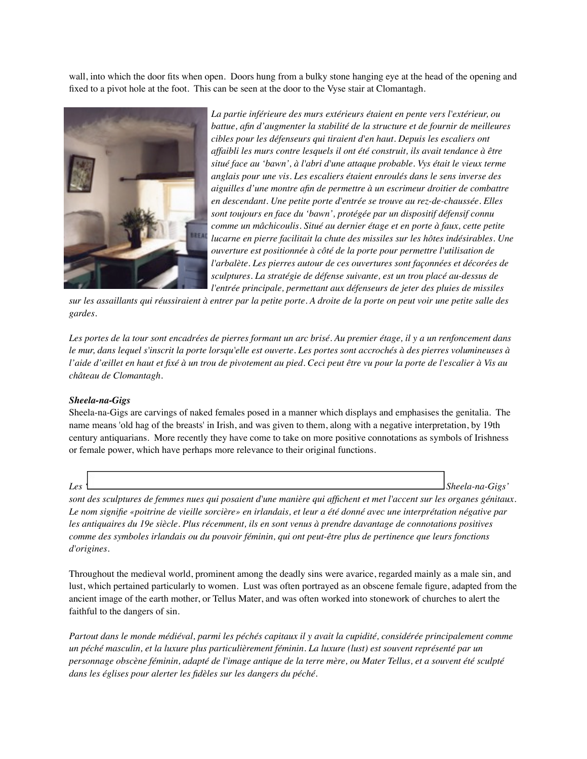wall, into which the door fits when open. Doors hung from a bulky stone hanging eye at the head of the opening and fixed to a pivot hole at the foot. This can be seen at the door to the Vyse stair at Clomantagh.

*La partie inférieure des murs extérieurs étaient en pente vers l'extérieur, ou battue, afin d'augmenter la stabilité de la structure et de fournir de meilleures cibles pour les défenseurs qui tiraient d'en haut. Depuis les escaliers ont affaibli les murs contre lesquels il ont été construit, ils avait tendance à être situé face au 'bawn', à l'abri d'une attaque probable. Vys était le vieux terme anglais pour une vis. Les escaliers étaient enroulés dans le sens inverse des aiguilles d'une montre afin de permettre à un escrimeur droitier de combattre en descendant. Une petite porte d'entrée se trouve au rez-de-chaussée. Elles sont toujours en face du 'bawn', protégée par un dispositif défensif connu comme un mâchicoulis. Situé au dernier étage et en porte à faux, cette petite lucarne en pierre facilitait la chute des missiles sur les hôtes indésirables. Une ouverture est positionnée à côté de la porte pour permettre l'utilisation de l'arbalète. Les pierres autour de ces ouvertures sont façonnées et décorées de sculptures. La stratégie de défense suivante, est un trou placé au-dessus de l'entrée principale, permettant aux défenseurs de jeter des pluies de missiles sur les assaillants qui réussiraient à entrer par la petite porte. A droite de la porte on peut voir une petite salle des gardes.*

*Les portes de la tour sont encadrées de pierres formant un arc brisé. Au premier étage, il y a un renfoncement dans le mur, dans lequel s'inscrit la porte lorsqu'elle est ouverte. Les portes sont accrochés à des pierres volumineuses à l'aide d'œillet en haut et fixé à un trou de pivotement au pied. Ceci peut être vu pour la porte de l'escalier à Vis au château de Clomantagh.*

***Sheela-na-Gigs***

Sheela-na-Gigs are carvings of naked females posed in a manner which displays and emphasises the genitalia. The name means 'old hag of the breasts' in Irish, and was given to them, along with a negative interpretation, by 19th century antiquarians. More recently they have come to take on more positive connotations as symbols of Irishness or female power, which have perhaps more relevance to their original functions.

*Les 'Sheela-na-Gigs' sont des sculptures de femmes nues qui posaient d'une manière qui affichent et met l'accent sur les organes génitaux. Le nom signifie «poitrine de vieille sorcière» en irlandais, et leur a été donné avec une interprétation négative par les antiquaires du 19e siècle. Plus récemment, ils en sont venus à prendre davantage de connotations positives comme des symboles irlandais ou du pouvoir féminin, qui ont peut-être plus de pertinence que leurs fonctions d'origines.*

Throughout the medieval world, prominent among the deadly sins were avarice, regarded mainly as a male sin, and lust, which pertained particularly to women. Lust was often portrayed as an obscene female figure, adapted from the ancient image of the earth mother, or Tellus Mater, and was often worked into stonework of churches to alert the faithful to the dangers of sin.

*Partout dans le monde médiéval, parmi les péchés capitaux il y avait la cupidité, considérée principalement comme un péché masculin, et la luxure plus particulièrement féminin. La luxure (lust) est souvent représenté par un personnage obscène féminin, adapté de l'image antique de la terre mère, ou Mater Tellus, et a souvent été sculpté dans les églises pour alerter les fidèles sur les dangers du péché.*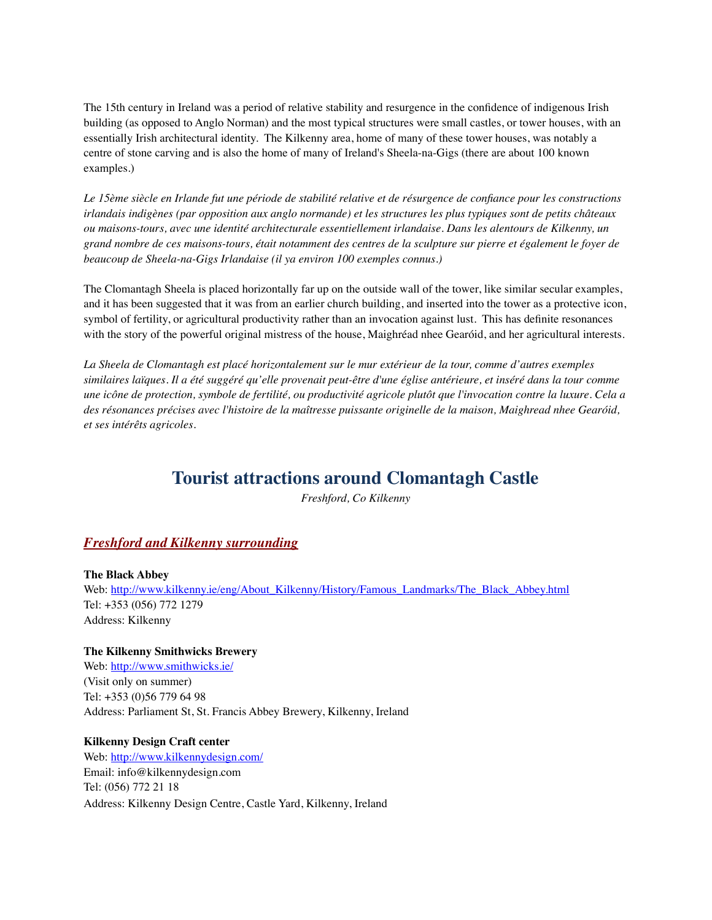The 15th century in Ireland was a period of relative stability and resurgence in the confidence of indigenous Irish building (as opposed to Anglo Norman) and the most typical structures were small castles, or tower houses, with an essentially Irish architectural identity. The Kilkenny area, home of many of these tower houses, was notably a centre of stone carving and is also the home of many of Ireland's Sheela-na-Gigs (there are about 100 known examples.)

*Le 15ème siècle en Irlande fut une période de stabilité relative et de résurgence de confiance pour les constructions irlandais indigènes (par opposition aux anglo normande) et les structures les plus typiques sont de petits châteaux ou maisons-tours, avec une identité architecturale essentiellement irlandaise. Dans les alentours de Kilkenny, un grand nombre de ces maisons-tours, était notamment des centres de la sculpture sur pierre et également le foyer de beaucoup de Sheela-na-Gigs Irlandaise (il ya environ 100 exemples connus.)*

The Clomantagh Sheela is placed horizontally far up on the outside wall of the tower, like similar secular examples, and it has been suggested that it was from an earlier church building, and inserted into the tower as a protective icon, symbol of fertility, or agricultural productivity rather than an invocation against lust. This has definite resonances with the story of the powerful original mistress of the house, Maighréad nhee Gearóid, and her agricultural interests.

*La Sheela de Clomantagh est placé horizontalement sur le mur extérieur de la tour, comme d'autres exemples similaires laïques. Il a été suggéré qu'elle provenait peut-être d'une église antérieure, et inséré dans la tour comme une icône de protection, symbole de fertilité, ou productivité agricole plutôt que l'invocation contre la luxure. Cela a des résonances précises avec l'histoire de la maîtresse puissante originelle de la maison, Maighread nhee Gearóid, et ses intérêts agricoles.*

# Tourist attractions around Clomantagh Castle

*Freshford, Co Kilkenny*

## *Freshford and Kilkenny surrounding*

**The Black Abbey**
Web: http://www.kilkenny.ie/eng/About_Kilkenny/History/Famous_Landmarks/The_Black_Abbey.html
Tel: +353 (056) 772 1279
Address: Kilkenny

**The Kilkenny Smithwicks Brewery**
Web: http://www.smithwicks.ie/
(Visit only on summer)
Tel: +353 (0)56 779 64 98
Address: Parliament St, St. Francis Abbey Brewery, Kilkenny, Ireland

**Kilkenny Design Craft center**
Web: http://www.kilkennydesign.com/
Email: info@kilkennydesign.com
Tel: (056) 772 21 18
Address: Kilkenny Design Centre, Castle Yard, Kilkenny, Ireland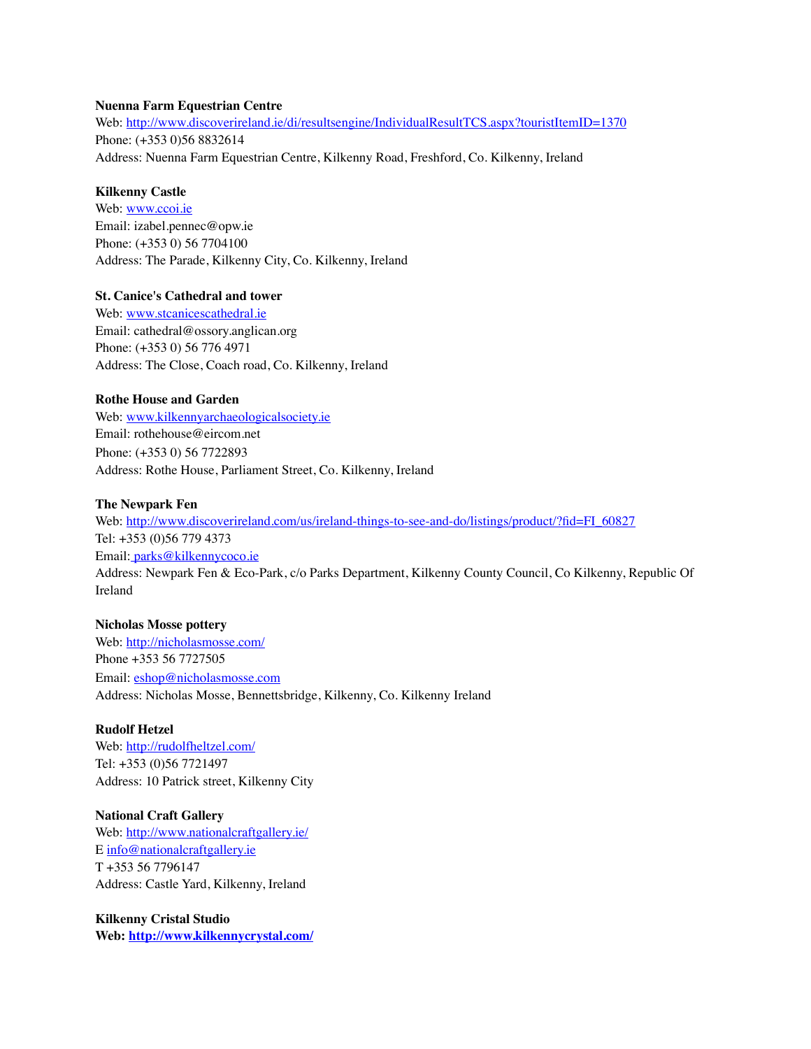**Nuenna Farm Equestrian Centre**
Web: http://www.discoverireland.ie/di/resultsengine/IndividualResultTCS.aspx?touristItemID=1370
Phone: (+353 0)56 8832614
Address: Nuenna Farm Equestrian Centre, Kilkenny Road, Freshford, Co. Kilkenny, Ireland

**Kilkenny Castle**
Web: www.ccoi.ie
Email: izabel.pennec@opw.ie
Phone: (+353 0) 56 7704100
Address: The Parade, Kilkenny City, Co. Kilkenny, Ireland

**St. Canice's Cathedral and tower**
Web: www.stcanicescathedral.ie
Email: cathedral@ossory.anglican.org
Phone: (+353 0) 56 776 4971
Address: The Close, Coach road, Co. Kilkenny, Ireland

**Rothe House and Garden**
Web: www.kilkennyarchaeologicalsociety.ie
Email: rothehouse@eircom.net
Phone: (+353 0) 56 7722893
Address: Rothe House, Parliament Street, Co. Kilkenny, Ireland

**The Newpark Fen**
Web: http://www.discoverireland.com/us/ireland-things-to-see-and-do/listings/product/?fid=FI_60827
Tel: +353 (0)56 779 4373
Email: parks@kilkennycoco.ie
Address: Newpark Fen & Eco-Park, c/o Parks Department, Kilkenny County Council, Co Kilkenny, Republic Of Ireland

**Nicholas Mosse pottery**
Web: http://nicholasmosse.com/
Phone +353 56 7727505
Email: eshop@nicholasmosse.com
Address: Nicholas Mosse, Bennettsbridge, Kilkenny, Co. Kilkenny Ireland

**Rudolf Hetzel**
Web: http://rudolfheltzel.com/
Tel: +353 (0)56 7721497
Address: 10 Patrick street, Kilkenny City

**National Craft Gallery**
Web: http://www.nationalcraftgallery.ie/
E info@nationalcraftgallery.ie
T +353 56 7796147
Address: Castle Yard, Kilkenny, Ireland

**Kilkenny Cristal Studio**
**Web: http://www.kilkennycrystal.com/**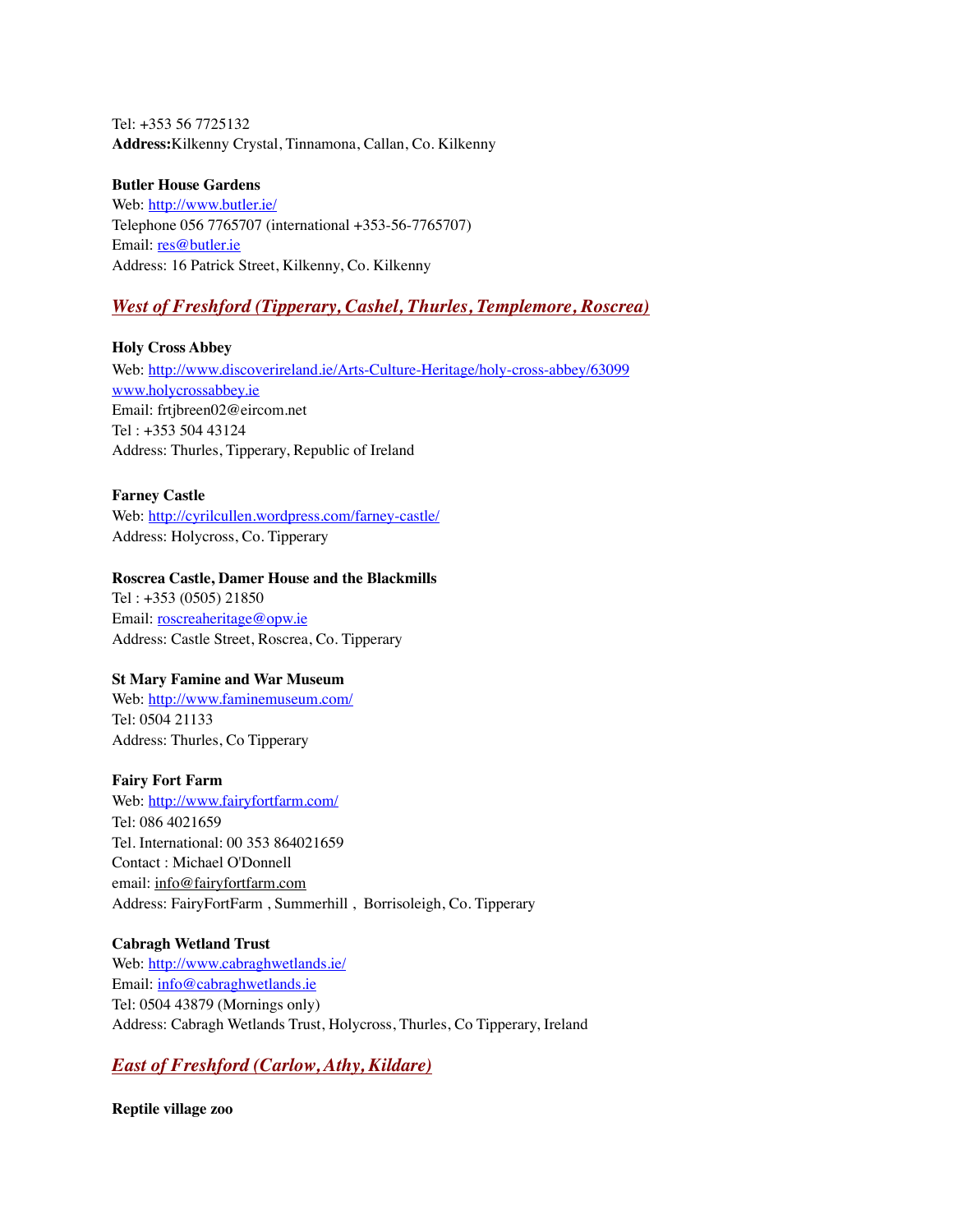Tel: +353 56 7725132
**Address:**Kilkenny Crystal, Tinnamona, Callan, Co. Kilkenny

**Butler House Gardens**
Web: http://www.butler.ie/
Telephone 056 7765707 (international +353-56-7765707)
Email: res@butler.ie
Address: 16 Patrick Street, Kilkenny, Co. Kilkenny

## *West of Freshford (Tipperary, Cashel, Thurles, Templemore, Roscrea)*

**Holy Cross Abbey**
Web: http://www.discoverireland.ie/Arts-Culture-Heritage/holy-cross-abbey/63099
www.holycrossabbey.ie
Email: frtjbreen02@eircom.net
Tel : +353 504 43124
Address: Thurles, Tipperary, Republic of Ireland

**Farney Castle**
Web: http://cyrilcullen.wordpress.com/farney-castle/
Address: Holycross, Co. Tipperary

**Roscrea Castle, Damer House and the Blackmills**
Tel : +353 (0505) 21850
Email: roscreaheritage@opw.ie
Address: Castle Street, Roscrea, Co. Tipperary

**St Mary Famine and War Museum**
Web: http://www.faminemuseum.com/
Tel: 0504 21133
Address: Thurles, Co Tipperary

**Fairy Fort Farm**
Web: http://www.fairyfortfarm.com/
Tel: 086 4021659
Tel. International: 00 353 864021659
Contact : Michael O'Donnell
email: info@fairyfortfarm.com
Address: FairyFortFarm , Summerhill , Borrisoleigh, Co. Tipperary

**Cabragh Wetland Trust**
Web: http://www.cabraghwetlands.ie/
Email: info@cabraghwetlands.ie
Tel: 0504 43879 (Mornings only)
Address: Cabragh Wetlands Trust, Holycross, Thurles, Co Tipperary, Ireland

## *East of Freshford (Carlow, Athy, Kildare)*

**Reptile village zoo**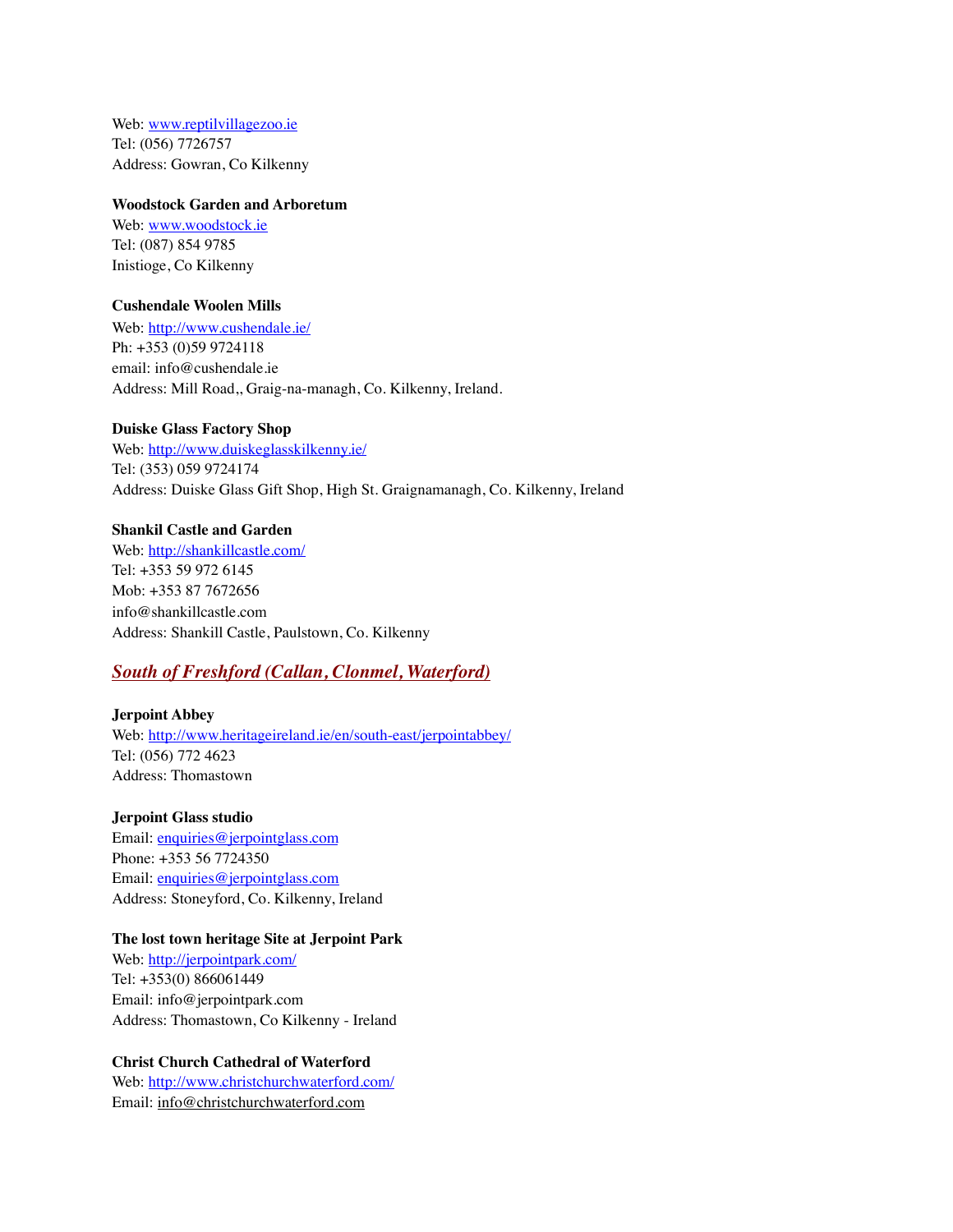Web: www.reptilvillagezoo.ie
Tel: (056) 7726757
Address: Gowran, Co Kilkenny

**Woodstock Garden and Arboretum**
Web: www.woodstock.ie
Tel: (087) 854 9785
Inistioge, Co Kilkenny

**Cushendale Woolen Mills**
Web: http://www.cushendale.ie/
Ph: +353 (0)59 9724118
email: info@cushendale.ie
Address: Mill Road,, Graig-na-managh, Co. Kilkenny, Ireland.

**Duiske Glass Factory Shop**
Web: http://www.duiskeglasskilkenny.ie/
Tel: (353) 059 9724174
Address: Duiske Glass Gift Shop, High St. Graignamanagh, Co. Kilkenny, Ireland

**Shankil Castle and Garden**
Web: http://shankillcastle.com/
Tel: +353 59 972 6145
Mob: +353 87 7672656
info@shankillcastle.com
Address: Shankill Castle, Paulstown, Co. Kilkenny

## *South of Freshford (Callan, Clonmel, Waterford)*

**Jerpoint Abbey**
Web: http://www.heritageireland.ie/en/south-east/jerpointabbey/
Tel: (056) 772 4623
Address: Thomastown

**Jerpoint Glass studio**
Email: enquiries@jerpointglass.com
Phone: +353 56 7724350
Email: enquiries@jerpointglass.com
Address: Stoneyford, Co. Kilkenny, Ireland

**The lost town heritage Site at Jerpoint Park**
Web: http://jerpointpark.com/
Tel: +353(0) 866061449
Email: info@jerpointpark.com
Address: Thomastown, Co Kilkenny - Ireland

**Christ Church Cathedral of Waterford**
Web: http://www.christchurchwaterford.com/
Email: info@christchurchwaterford.com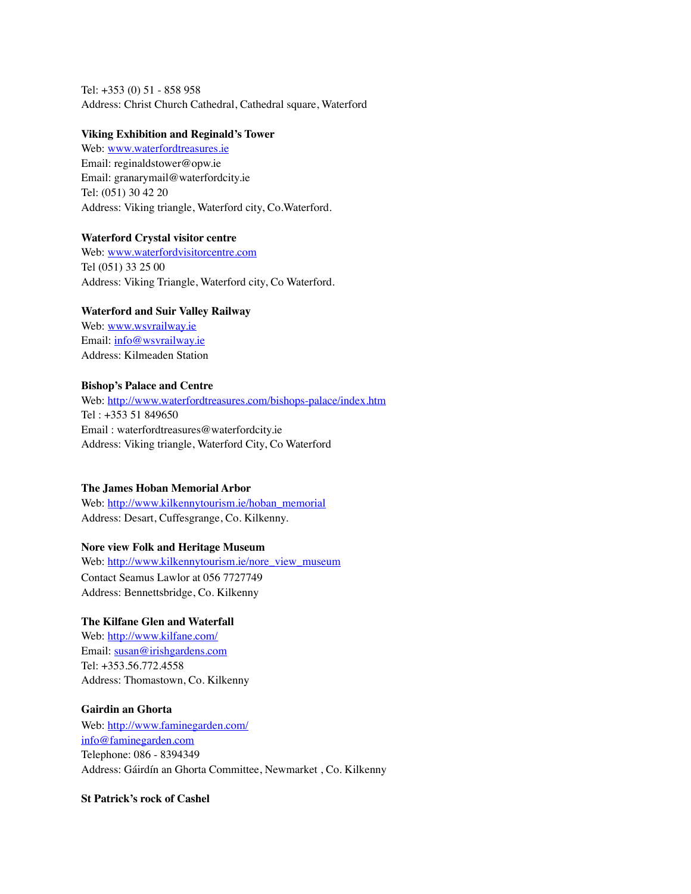Tel: +353 (0) 51 - 858 958
Address: Christ Church Cathedral, Cathedral square, Waterford

**Viking Exhibition and Reginald's Tower**
Web: www.waterfordtreasures.ie
Email: reginaldstower@opw.ie
Email: granarymail@waterfordcity.ie
Tel: (051) 30 42 20
Address: Viking triangle, Waterford city, Co.Waterford.

**Waterford Crystal visitor centre**
Web: www.waterfordvisitorcentre.com
Tel (051) 33 25 00
Address: Viking Triangle, Waterford city, Co Waterford.

**Waterford and Suir Valley Railway**
Web: www.wsvrailway.ie
Email: info@wsvrailway.ie
Address: Kilmeaden Station

**Bishop's Palace and Centre**
Web: http://www.waterfordtreasures.com/bishops-palace/index.htm
Tel : +353 51 849650
Email : waterfordtreasures@waterfordcity.ie
Address: Viking triangle, Waterford City, Co Waterford

**The James Hoban Memorial Arbor**
Web: http://www.kilkennytourism.ie/hoban_memorial
Address: Desart, Cuffesgrange, Co. Kilkenny.

**Nore view Folk and Heritage Museum**
Web: http://www.kilkennytourism.ie/nore_view_museum
Contact Seamus Lawlor at 056 7727749
Address: Bennettsbridge, Co. Kilkenny

**The Kilfane Glen and Waterfall**
Web: http://www.kilfane.com/
Email: susan@irishgardens.com
Tel: +353.56.772.4558
Address: Thomastown, Co. Kilkenny

**Gairdin an Ghorta**
Web: http://www.faminegarden.com/
info@faminegarden.com
Telephone: 086 - 8394349
Address: Gáirdín an Ghorta Committee, Newmarket , Co. Kilkenny

**St Patrick's rock of Cashel**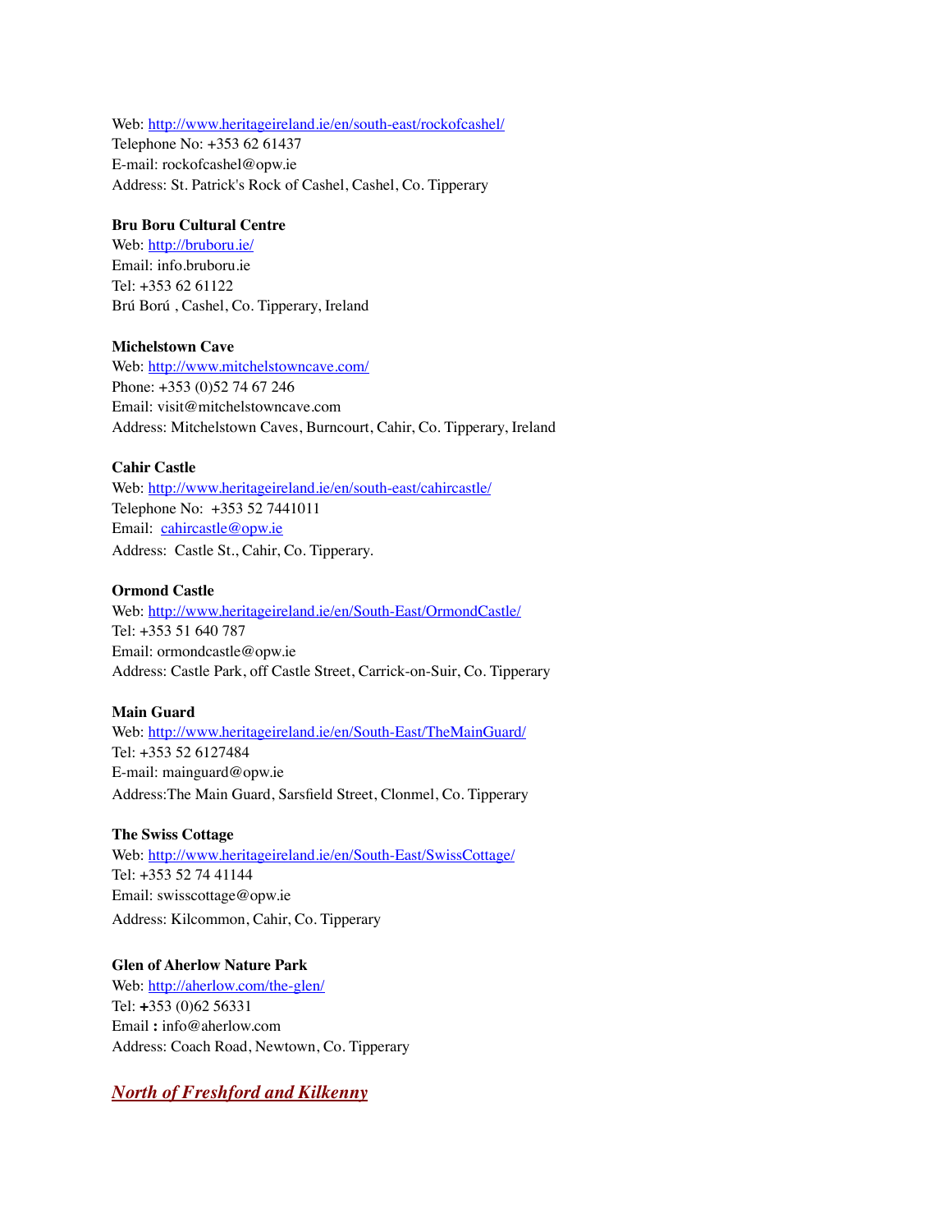Web: [http://www.heritageireland.ie/en/south-east/rockofcashel/](http://www.heritageireland.ie/en/south-east/rockofcashel/)
Telephone No: +353 62 61437
E-mail: rockofcashel@opw.ie
Address: St. Patrick's Rock of Cashel, Cashel, Co. Tipperary

**Bru Boru Cultural Centre**
Web: [http://bruboru.ie/](http://bruboru.ie/)
Email: info.bruboru.ie
Tel: +353 62 61122
Brú Ború , Cashel, Co. Tipperary, Ireland

**Michelstown Cave**
Web: [http://www.mitchelstowncave.com/](http://www.mitchelstowncave.com/)
Phone: +353 (0)52 74 67 246
Email: visit@mitchelstowncave.com
Address: Mitchelstown Caves, Burncourt, Cahir, Co. Tipperary, Ireland

**Cahir Castle**
Web: [http://www.heritageireland.ie/en/south-east/cahircastle/](http://www.heritageireland.ie/en/south-east/cahircastle/)
Telephone No: +353 52 7441011
Email: [cahircastle@opw.ie](mailto:cahircastle@opw.ie)
Address: Castle St., Cahir, Co. Tipperary.

**Ormond Castle**
Web: [http://www.heritageireland.ie/en/South-East/OrmondCastle/](http://www.heritageireland.ie/en/South-East/OrmondCastle/)
Tel: +353 51 640 787
Email: ormondcastle@opw.ie
Address: Castle Park, off Castle Street, Carrick-on-Suir, Co. Tipperary

**Main Guard**
Web: [http://www.heritageireland.ie/en/South-East/TheMainGuard/](http://www.heritageireland.ie/en/South-East/TheMainGuard/)
Tel: +353 52 6127484
E-mail: mainguard@opw.ie
Address:The Main Guard, Sarsfield Street, Clonmel, Co. Tipperary

**The Swiss Cottage**
Web: [http://www.heritageireland.ie/en/South-East/SwissCottage/](http://www.heritageireland.ie/en/South-East/SwissCottage/)
Tel: +353 52 74 41144
Email: swisscottage@opw.ie
Address: Kilcommon, Cahir, Co. Tipperary

**Glen of Aherlow Nature Park**
Web: [http://aherlow.com/the-glen/](http://aherlow.com/the-glen/)
Tel: **+**353 (0)62 56331
Email **:** info@aherlow.com
Address: Coach Road, Newtown, Co. Tipperary

## ***North of Freshford and Kilkenny***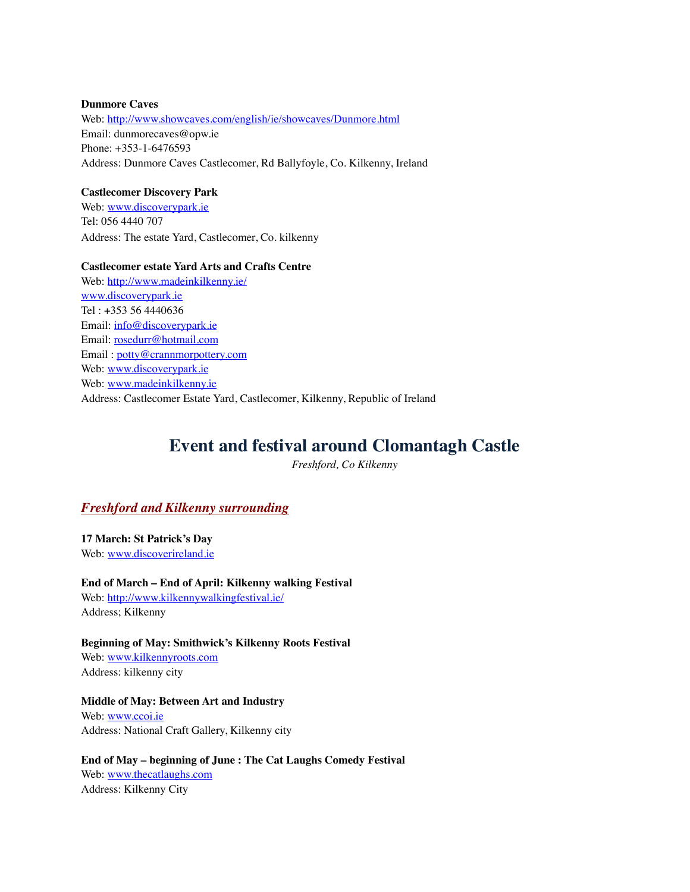**Dunmore Caves**
Web: http://www.showcaves.com/english/ie/showcaves/Dunmore.html
Email: dunmorecaves@opw.ie
Phone: +353-1-6476593
Address: Dunmore Caves Castlecomer, Rd Ballyfoyle, Co. Kilkenny, Ireland

**Castlecomer Discovery Park**
Web: www.discoverypark.ie
Tel: 056 4440 707
Address: The estate Yard, Castlecomer, Co. kilkenny

**Castlecomer estate Yard Arts and Crafts Centre**
Web: http://www.madeinkilkenny.ie/
www.discoverypark.ie
Tel : +353 56 4440636
Email: info@discoverypark.ie
Email: rosedurr@hotmail.com
Email : potty@crannmorpottery.com
Web: www.discoverypark.ie
Web: www.madeinkilkenny.ie
Address: Castlecomer Estate Yard, Castlecomer, Kilkenny, Republic of Ireland

# Event and festival around Clomantagh Castle

*Freshford, Co Kilkenny*

## ***Freshford and Kilkenny surrounding***

**17 March: St Patrick's Day**
Web: www.discoverireland.ie

**End of March – End of April: Kilkenny walking Festival**
Web: http://www.kilkennywalkingfestival.ie/
Address; Kilkenny

**Beginning of May: Smithwick's Kilkenny Roots Festival**
Web: www.kilkennyroots.com
Address: kilkenny city

**Middle of May: Between Art and Industry**
Web: www.ccoi.ie
Address: National Craft Gallery, Kilkenny city

**End of May – beginning of June : The Cat Laughs Comedy Festival**
Web: www.thecatlaughs.com
Address: Kilkenny City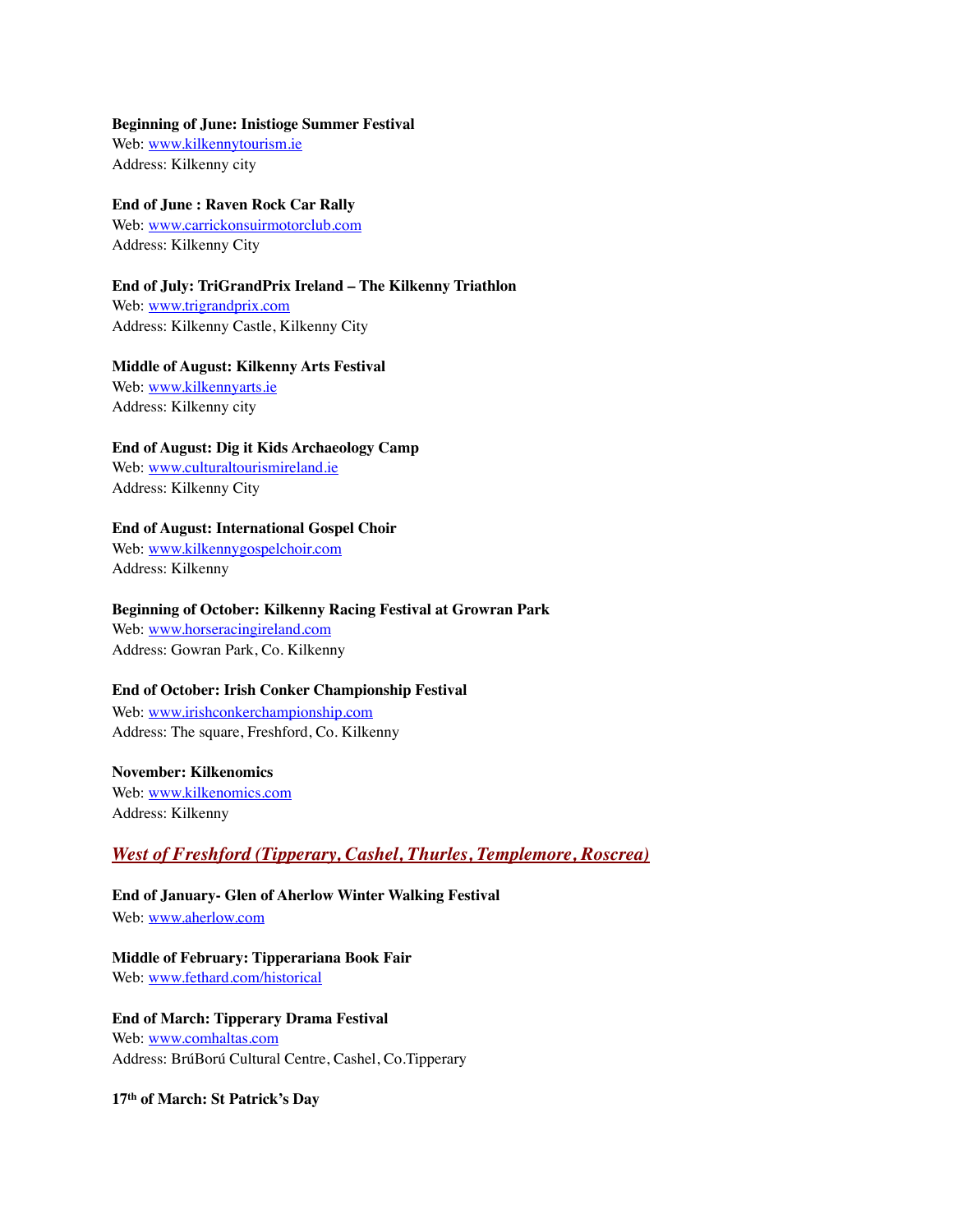**Beginning of June: Inistioge Summer Festival**
Web: [www.kilkennytourism.ie](http://www.kilkennytourism.ie)
Address: Kilkenny city

**End of June : Raven Rock Car Rally**
Web: [www.carrickonsuirmotorclub.com](http://www.carrickonsuirmotorclub.com)
Address: Kilkenny City

**End of July: TriGrandPrix Ireland – The Kilkenny Triathlon**
Web: [www.trigrandprix.com](http://www.trigrandprix.com)
Address: Kilkenny Castle, Kilkenny City

**Middle of August: Kilkenny Arts Festival**
Web: [www.kilkennyarts.ie](http://www.kilkennyarts.ie)
Address: Kilkenny city

**End of August: Dig it Kids Archaeology Camp**
Web: [www.culturaltourismireland.ie](http://www.culturaltourismireland.ie)
Address: Kilkenny City

**End of August: International Gospel Choir**
Web: [www.kilkennygospelchoir.com](http://www.kilkennygospelchoir.com)
Address: Kilkenny

**Beginning of October: Kilkenny Racing Festival at Growran Park**
Web: [www.horseracingireland.com](http://www.horseracingireland.com)
Address: Gowran Park, Co. Kilkenny

**End of October: Irish Conker Championship Festival**
Web: [www.irishconkerchampionship.com](http://www.irishconkerchampionship.com)
Address: The square, Freshford, Co. Kilkenny

**November: Kilkenomics**
Web: [www.kilkenomics.com](http://www.kilkenomics.com)
Address: Kilkenny

## *West of Freshford (Tipperary, Cashel, Thurles, Templemore, Roscrea)*

**End of January- Glen of Aherlow Winter Walking Festival**
Web: [www.aherlow.com](http://www.aherlow.com)

**Middle of February: Tipperariana Book Fair**
Web: [www.fethard.com/historical](http://www.fethard.com/historical)

**End of March: Tipperary Drama Festival**
Web: [www.comhaltas.com](http://www.comhaltas.com)
Address: BrúBorú Cultural Centre, Cashel, Co.Tipperary

**17th of March: St Patrick's Day**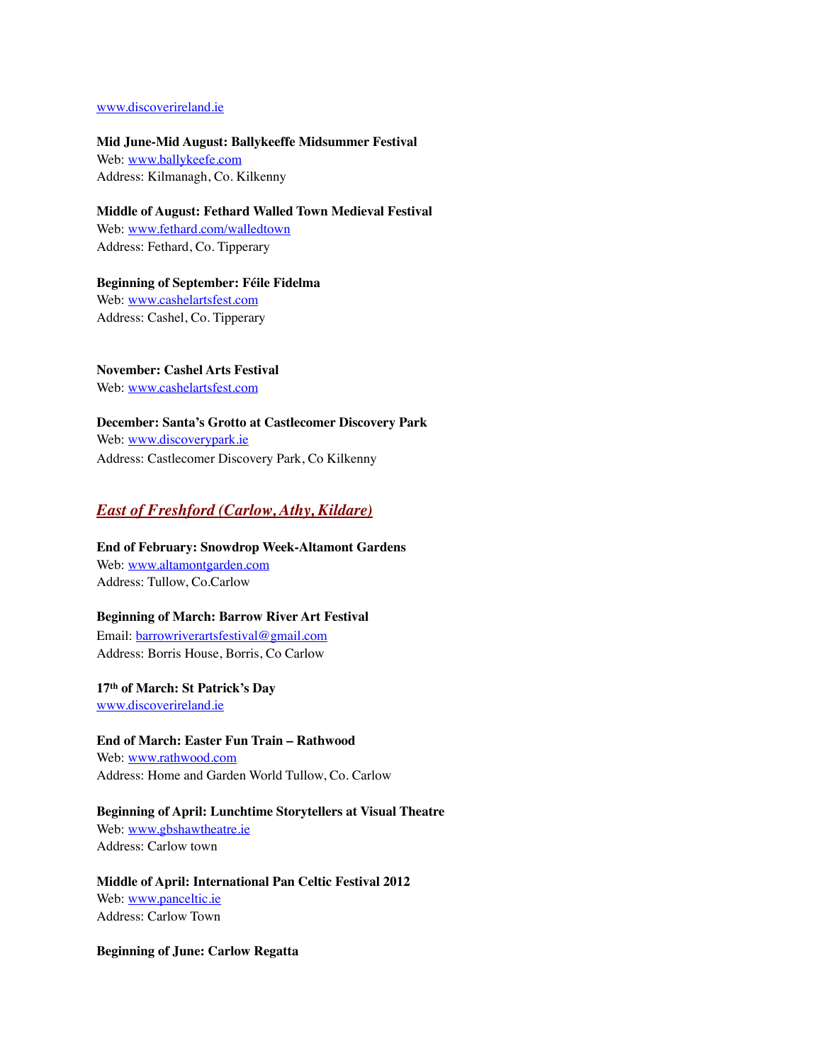www.discoverireland.ie

**Mid June-Mid August: Ballykeeffe Midsummer Festival**
Web: www.ballykeefe.com
Address: Kilmanagh, Co. Kilkenny

**Middle of August: Fethard Walled Town Medieval Festival**
Web: www.fethard.com/walledtown
Address: Fethard, Co. Tipperary

**Beginning of September: Féile Fidelma**
Web: www.cashelartsfest.com
Address: Cashel, Co. Tipperary

**November: Cashel Arts Festival**
Web: www.cashelartsfest.com

**December: Santa's Grotto at Castlecomer Discovery Park**
Web: www.discoverypark.ie
Address: Castlecomer Discovery Park, Co Kilkenny

## ***East of Freshford (Carlow, Athy, Kildare)***

**End of February: Snowdrop Week-Altamont Gardens**
Web: www.altamontgarden.com
Address: Tullow, Co.Carlow

**Beginning of March: Barrow River Art Festival**
Email: barrowriverartsfestival@gmail.com
Address: Borris House, Borris, Co Carlow

**17th of March: St Patrick's Day**
www.discoverireland.ie

**End of March: Easter Fun Train – Rathwood**
Web: www.rathwood.com
Address: Home and Garden World Tullow, Co. Carlow

**Beginning of April: Lunchtime Storytellers at Visual Theatre**
Web: www.gbshawtheatre.ie
Address: Carlow town

**Middle of April: International Pan Celtic Festival 2012**
Web: www.panceltic.ie
Address: Carlow Town

**Beginning of June: Carlow Regatta**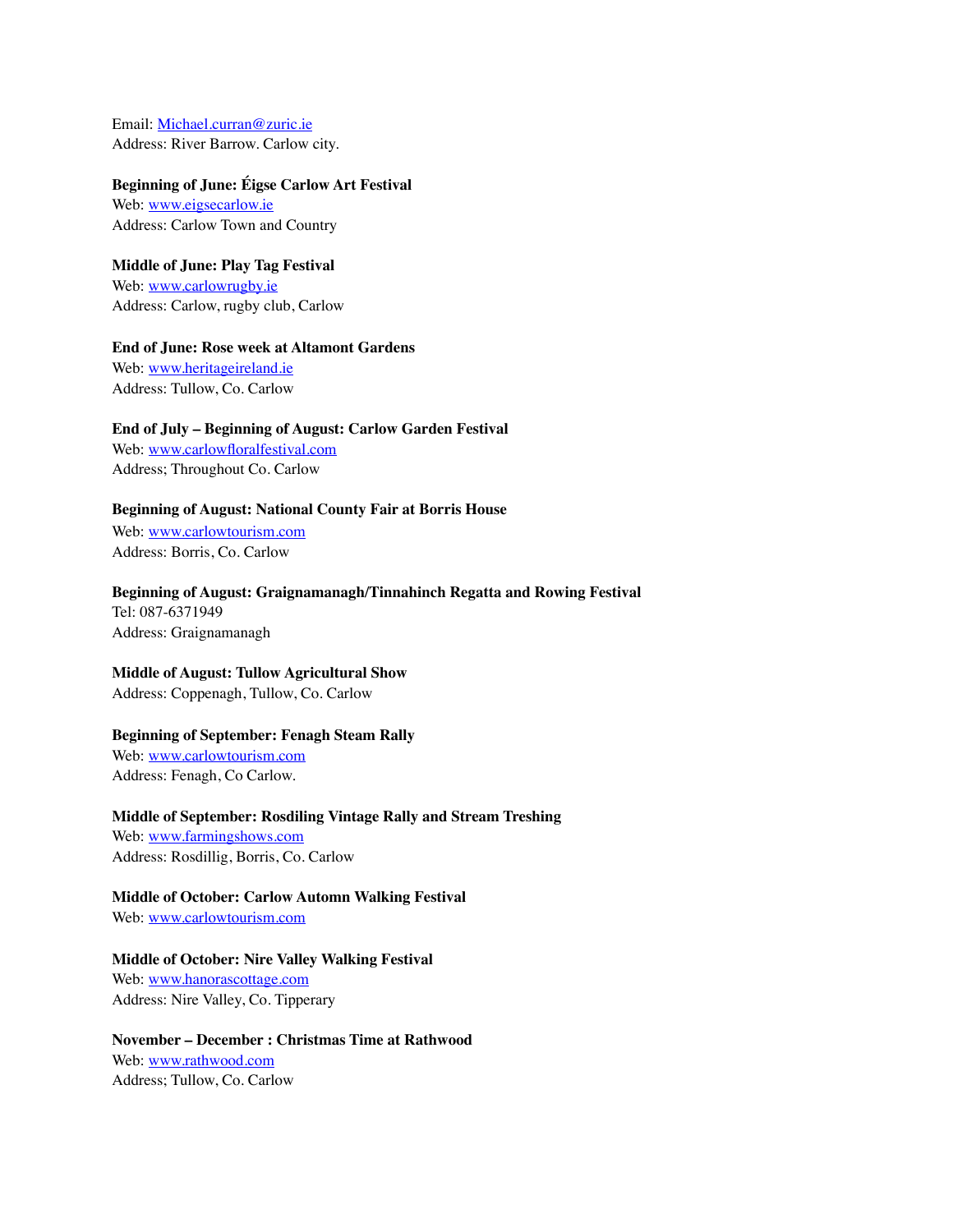Email: Michael.curran@zuric.ie
Address: River Barrow. Carlow city.

**Beginning of June: Éigse Carlow Art Festival**
Web: www.eigsecarlow.ie
Address: Carlow Town and Country

**Middle of June: Play Tag Festival**
Web: www.carlowrugby.ie
Address: Carlow, rugby club, Carlow

**End of June: Rose week at Altamont Gardens**
Web: www.heritageireland.ie
Address: Tullow, Co. Carlow

**End of July – Beginning of August: Carlow Garden Festival**
Web: www.carlowfloralfestival.com
Address; Throughout Co. Carlow

**Beginning of August: National County Fair at Borris House**
Web: www.carlowtourism.com
Address: Borris, Co. Carlow

**Beginning of August: Graignamanagh/Tinnahinch Regatta and Rowing Festival**
Tel: 087-6371949
Address: Graignamanagh

**Middle of August: Tullow Agricultural Show**
Address: Coppenagh, Tullow, Co. Carlow

**Beginning of September: Fenagh Steam Rally**
Web: www.carlowtourism.com
Address: Fenagh, Co Carlow.

**Middle of September: Rosdiling Vintage Rally and Stream Treshing**
Web: www.farmingshows.com
Address: Rosdillig, Borris, Co. Carlow

**Middle of October: Carlow Automn Walking Festival**
Web: www.carlowtourism.com

**Middle of October: Nire Valley Walking Festival**
Web: www.hanorascottage.com
Address: Nire Valley, Co. Tipperary

**November – December : Christmas Time at Rathwood**
Web: www.rathwood.com
Address; Tullow, Co. Carlow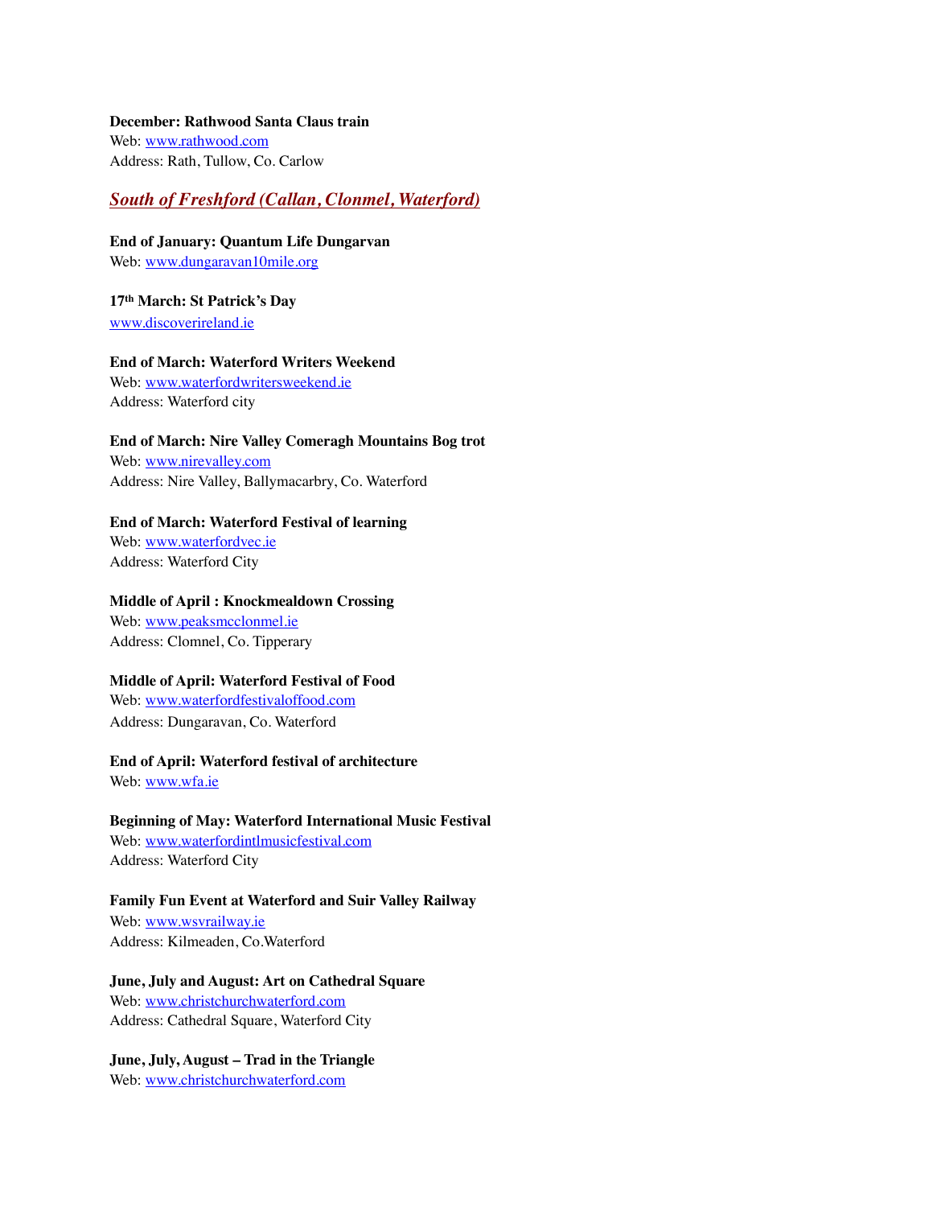**December: Rathwood Santa Claus train**
Web: www.rathwood.com
Address: Rath, Tullow, Co. Carlow

## *South of Freshford (Callan, Clonmel, Waterford)*

**End of January: Quantum Life Dungarvan**
Web: www.dungaravan10mile.org

**17th March: St Patrick's Day**
www.discoverireland.ie

**End of March: Waterford Writers Weekend**
Web: www.waterfordwritersweekend.ie
Address: Waterford city

**End of March: Nire Valley Comeragh Mountains Bog trot**
Web: www.nirevalley.com
Address: Nire Valley, Ballymacarbry, Co. Waterford

**End of March: Waterford Festival of learning**
Web: www.waterfordvec.ie
Address: Waterford City

**Middle of April : Knockmealdown Crossing**
Web: www.peaksmcclonmel.ie
Address: Clomnel, Co. Tipperary

**Middle of April: Waterford Festival of Food**
Web: www.waterfordfestivaloffood.com
Address: Dungaravan, Co. Waterford

**End of April: Waterford festival of architecture**
Web: www.wfa.ie

**Beginning of May: Waterford International Music Festival**
Web: www.waterfordintlmusicfestival.com
Address: Waterford City

**Family Fun Event at Waterford and Suir Valley Railway**
Web: www.wsvrailway.ie
Address: Kilmeaden, Co.Waterford

**June, July and August: Art on Cathedral Square**
Web: www.christchurchwaterford.com
Address: Cathedral Square, Waterford City

**June, July, August – Trad in the Triangle**
Web: www.christchurchwaterford.com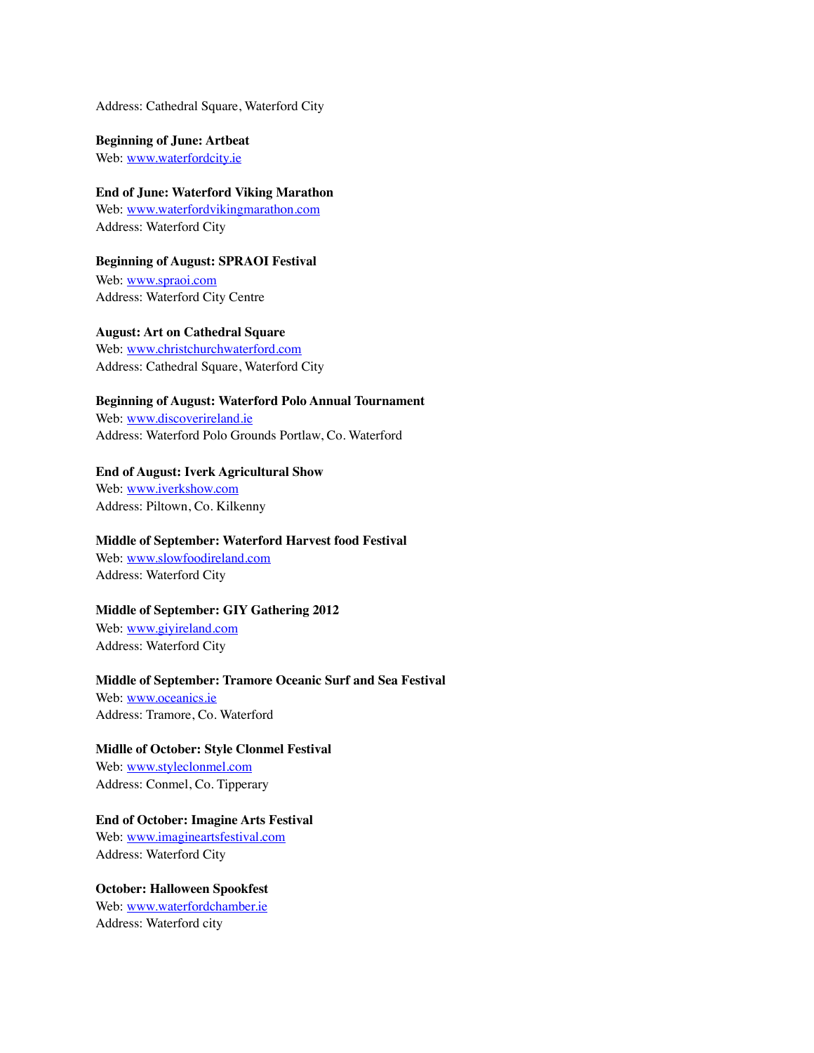Address: Cathedral Square, Waterford City

**Beginning of June: Artbeat**
Web: [www.waterfordcity.ie](http://www.waterfordcity.ie)

**End of June: Waterford Viking Marathon**
Web: [www.waterfordvikingmarathon.com](http://www.waterfordvikingmarathon.com)
Address: Waterford City

**Beginning of August: SPRAOI Festival**
Web: [www.spraoi.com](http://www.spraoi.com)
Address: Waterford City Centre

**August: Art on Cathedral Square**
Web: [www.christchurchwaterford.com](http://www.christchurchwaterford.com)
Address: Cathedral Square, Waterford City

**Beginning of August: Waterford Polo Annual Tournament**
Web: [www.discoverireland.ie](http://www.discoverireland.ie)
Address: Waterford Polo Grounds Portlaw, Co. Waterford

**End of August: Iverk Agricultural Show**
Web: [www.iverkshow.com](http://www.iverkshow.com)
Address: Piltown, Co. Kilkenny

**Middle of September: Waterford Harvest food Festival**
Web: [www.slowfoodireland.com](http://www.slowfoodireland.com)
Address: Waterford City

**Middle of September: GIY Gathering 2012**
Web: [www.giyireland.com](http://www.giyireland.com)
Address: Waterford City

**Middle of September: Tramore Oceanic Surf and Sea Festival**
Web: [www.oceanics.ie](http://www.oceanics.ie)
Address: Tramore, Co. Waterford

**Midlle of October: Style Clonmel Festival**
Web: [www.styleclonmel.com](http://www.styleclonmel.com)
Address: Conmel, Co. Tipperary

**End of October: Imagine Arts Festival**
Web: [www.imagineartsfestival.com](http://www.imagineartsfestival.com)
Address: Waterford City

**October: Halloween Spookfest**
Web: [www.waterfordchamber.ie](http://www.waterfordchamber.ie)
Address: Waterford city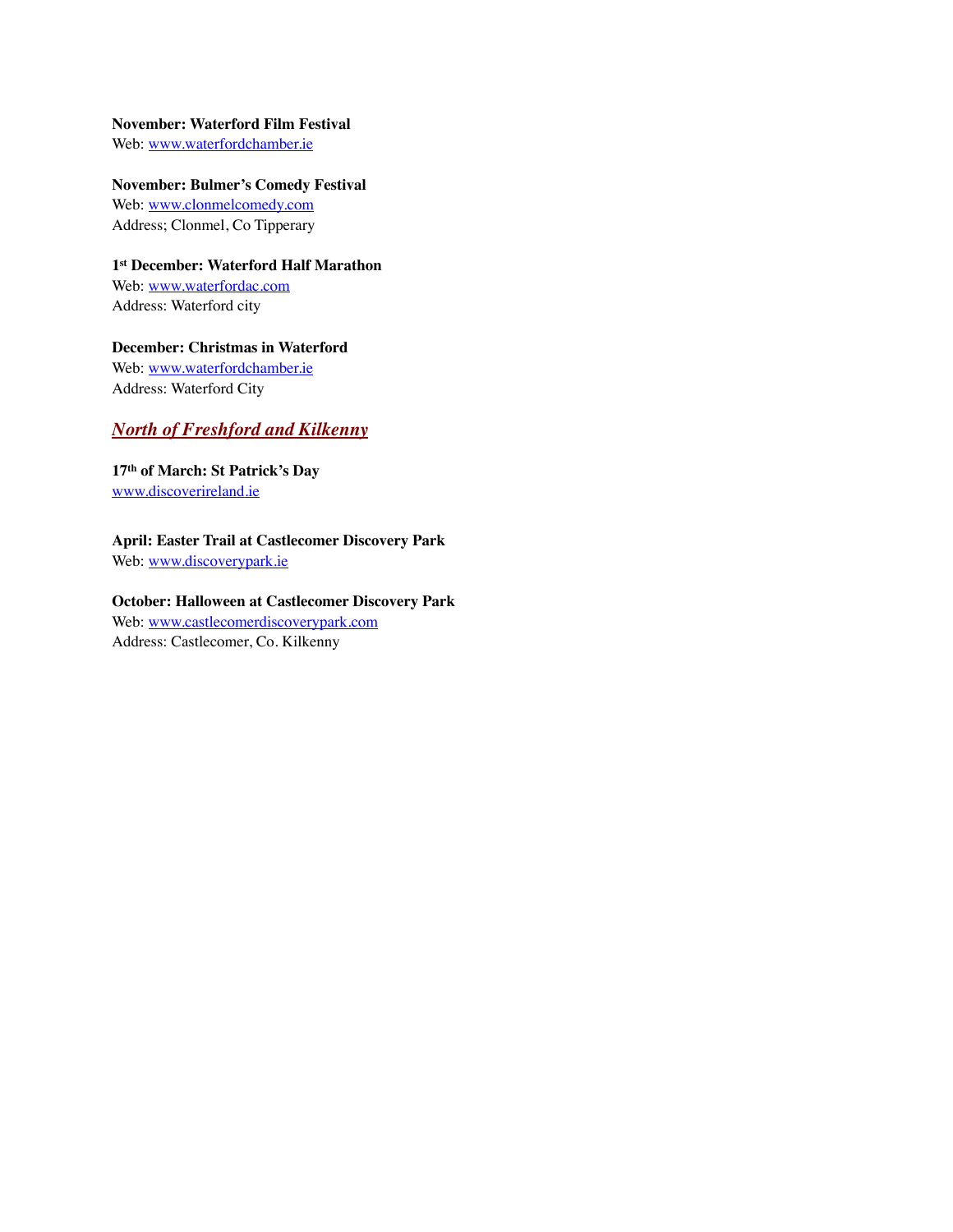**November: Waterford Film Festival**
Web: [www.waterfordchamber.ie](http://www.waterfordchamber.ie)

**November: Bulmer's Comedy Festival**
Web: [www.clonmelcomedy.com](http://www.clonmelcomedy.com)
Address; Clonmel, Co Tipperary

**1st December: Waterford Half Marathon**
Web: [www.waterfordac.com](http://www.waterfordac.com)
Address: Waterford city

**December: Christmas in Waterford**
Web: [www.waterfordchamber.ie](http://www.waterfordchamber.ie)
Address: Waterford City

## ***North of Freshford and Kilkenny***

**17th of March: St Patrick's Day**
[www.discoverireland.ie](http://www.discoverireland.ie)

**April: Easter Trail at Castlecomer Discovery Park**
Web: [www.discoverypark.ie](http://www.discoverypark.ie)

**October: Halloween at Castlecomer Discovery Park**
Web: [www.castlecomerdiscoverypark.com](http://www.castlecomerdiscoverypark.com)
Address: Castlecomer, Co. Kilkenny